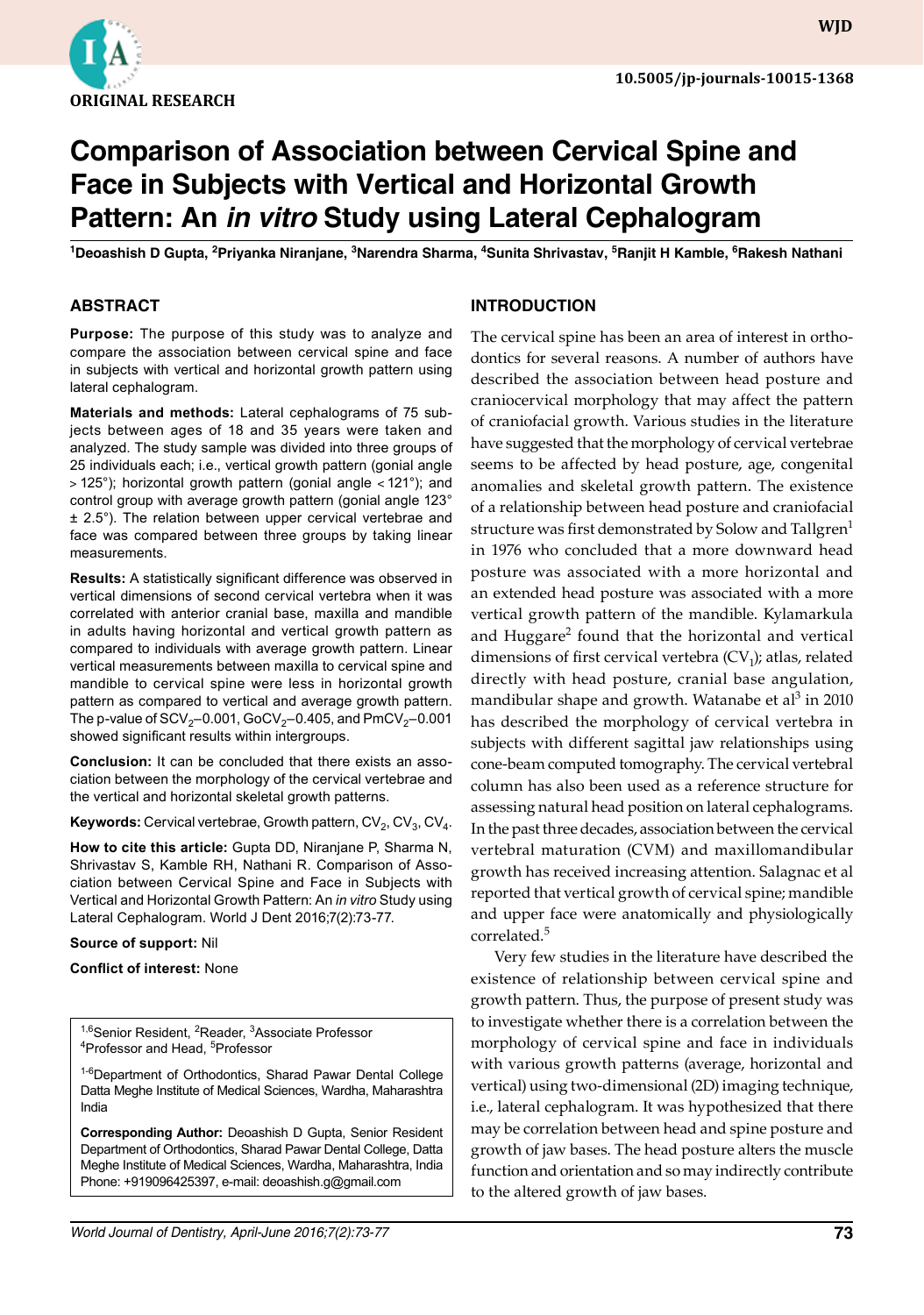ORIGINAL RESEARCH

10.5005/jp-journals-10015-1368

# Comparison of Association between Cervical Spine and Face in Subjects with Vertical and Horizontal Growth Pattern: An *in vitro* Study using Lateral Cephalogram

[1]Deoashish D Gupta, [2]Priyanka Niranjane, [3]Narendra Sharma, [4]Sunita Shrivastav, [5]Ranjit H Kamble, [6]Rakesh Nathani

## ABSTRACT

**Purpose:** The purpose of this study was to analyze and compare the association between cervical spine and face in subjects with vertical and horizontal growth pattern using lateral cephalogram.

**Materials and methods:** Lateral cephalograms of 75 subjects between ages of 18 and 35 years were taken and analyzed. The study sample was divided into three groups of 25 individuals each; i.e., vertical growth pattern (gonial angle > 125°); horizontal growth pattern (gonial angle < 121°); and control group with average growth pattern (gonial angle 123° ± 2.5°). The relation between upper cervical vertebrae and face was compared between three groups by taking linear measurements.

**Results:** A statistically significant difference was observed in vertical dimensions of second cervical vertebra when it was correlated with anterior cranial base, maxilla and mandible in adults having horizontal and vertical growth pattern as compared to individuals with average growth pattern. Linear vertical measurements between maxilla to cervical spine and mandible to cervical spine were less in horizontal growth pattern as compared to vertical and average growth pattern. The p-value of $SCV_2$–0.001, $GoCV_2$–0.405, and $PmCV_2$–0.001 showed significant results within intergroups.

**Conclusion:** It can be concluded that there exists an association between the morphology of the cervical vertebrae and the vertical and horizontal skeletal growth patterns.

**Keywords:** Cervical vertebrae, Growth pattern, $CV_2$, $CV_3$, $CV_4$.

**How to cite this article:** Gupta DD, Niranjane P, Sharma N, Shrivastav S, Kamble RH, Nathani R. Comparison of Association between Cervical Spine and Face in Subjects with Vertical and Horizontal Growth Pattern: An *in vitro* Study using Lateral Cephalogram. World J Dent 2016;7(2):73-77.

**Source of support:** Nil

**Conflict of interest:** None

[1,6]Senior Resident, [2]Reader, [3]Associate Professor
[4]Professor and Head, [5]Professor

[1-6]Department of Orthodontics, Sharad Pawar Dental College Datta Meghe Institute of Medical Sciences, Wardha, Maharashtra India

**Corresponding Author:** Deoashish D Gupta, Senior Resident Department of Orthodontics, Sharad Pawar Dental College, Datta Meghe Institute of Medical Sciences, Wardha, Maharashtra, India Phone: +919096425397, e-mail: deoashish.g@gmail.com

## INTRODUCTION

The cervical spine has been an area of interest in orthodontics for several reasons. A number of authors have described the association between head posture and craniocervical morphology that may affect the pattern of craniofacial growth. Various studies in the literature have suggested that the morphology of cervical vertebrae seems to be affected by head posture, age, congenital anomalies and skeletal growth pattern. The existence of a relationship between head posture and craniofacial structure was first demonstrated by Solow and Tallgren[1] in 1976 who concluded that a more downward head posture was associated with a more horizontal and an extended head posture was associated with a more vertical growth pattern of the mandible. Kylamarkula and Huggare[2] found that the horizontal and vertical dimensions of first cervical vertebra ($CV_1$); atlas, related directly with head posture, cranial base angulation, mandibular shape and growth. Watanabe et al[3] in 2010 has described the morphology of cervical vertebra in subjects with different sagittal jaw relationships using cone-beam computed tomography. The cervical vertebral column has also been used as a reference structure for assessing natural head position on lateral cephalograms. In the past three decades, association between the cervical vertebral maturation (CVM) and maxillomandibular growth has received increasing attention. Salagnac et al reported that vertical growth of cervical spine; mandible and upper face were anatomically and physiologically correlated.[5]

Very few studies in the literature have described the existence of relationship between cervical spine and growth pattern. Thus, the purpose of present study was to investigate whether there is a correlation between the morphology of cervical spine and face in individuals with various growth patterns (average, horizontal and vertical) using two-dimensional (2D) imaging technique, i.e., lateral cephalogram. It was hypothesized that there may be correlation between head and spine posture and growth of jaw bases. The head posture alters the muscle function and orientation and so may indirectly contribute to the altered growth of jaw bases.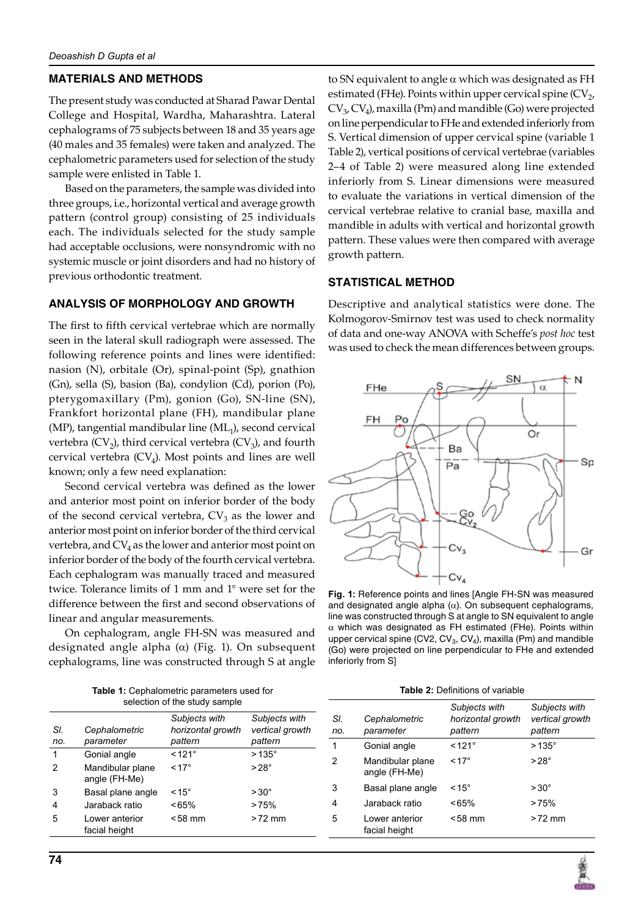## MATERIALS AND METHODS

The present study was conducted at Sharad Pawar Dental College and Hospital, Wardha, Maharashtra. Lateral cephalograms of 75 subjects between 18 and 35 years age (40 males and 35 females) were taken and analyzed. The cephalometric parameters used for selection of the study sample were enlisted in Table 1.

Based on the parameters, the sample was divided into three groups, i.e., horizontal vertical and average growth pattern (control group) consisting of 25 individuals each. The individuals selected for the study sample had acceptable occlusions, were nonsyndromic with no systemic muscle or joint disorders and had no history of previous orthodontic treatment.

## ANALYSIS OF MORPHOLOGY AND GROWTH

The first to fifth cervical vertebrae which are normally seen in the lateral skull radiograph were assessed. The following reference points and lines were identified: nasion (N), orbitale (Or), spinal-point (Sp), gnathion (Gn), sella (S), basion (Ba), condylion (Cd), porion (Po), pterygomaxillary (Pm), gonion (Go), SN-line (SN), Frankfort horizontal plane (FH), mandibular plane (MP), tangential mandibular line ($ML_1$), second cervical vertebra ($CV_2$), third cervical vertebra ($CV_3$), and fourth cervical vertebra ($CV_4$). Most points and lines are well known; only a few need explanation:

Second cervical vertebra was defined as the lower and anterior most point on inferior border of the body of the second cervical vertebra, $CV_3$ as the lower and anterior most point on inferior border of the third cervical vertebra, and $CV_4$ as the lower and anterior most point on inferior border of the body of the fourth cervical vertebra. Each cephalogram was manually traced and measured twice. Tolerance limits of 1 mm and 1° were set for the difference between the first and second observations of linear and angular measurements.

On cephalogram, angle FH-SN was measured and designated angle alpha (α) (Fig. 1). On subsequent cephalograms, line was constructed through S at angle to SN equivalent to angle α which was designated as FH estimated (FHe). Points within upper cervical spine ($CV_2$, $CV_3$, $CV_4$), maxilla (Pm) and mandible (Go) were projected on line perpendicular to FHe and extended inferiorly from S. Vertical dimension of upper cervical spine (variable 1 Table 2), vertical positions of cervical vertebrae (variables 2–4 of Table 2) were measured along line extended inferiorly from S. Linear dimensions were measured to evaluate the variations in vertical dimension of the cervical vertebrae relative to cranial base, maxilla and mandible in adults with vertical and horizontal growth pattern. These values were then compared with average growth pattern.

## STATISTICAL METHOD

Descriptive and analytical statistics were done. The Kolmogorov-Smirnov test was used to check normality of data and one-way ANOVA with Scheffe's *post hoc* test was used to check the mean differences between groups.

**Fig. 1:** Reference points and lines [Angle FH-SN was measured and designated angle alpha (α). On subsequent cephalograms, line was constructed through S at angle to SN equivalent to angle α which was designated as FH estimated (FHe). Points within upper cervical spine (CV2, $CV_3$, $CV_4$), maxilla (Pm) and mandible (Go) were projected on line perpendicular to FHe and extended inferiorly from S]

**Table 1:** Cephalometric parameters used for selection of the study sample

| Sl. no. | Cephalometric parameter | Subjects with horizontal growth pattern | Subjects with vertical growth pattern |
|---|---|---|---|
| 1 | Gonial angle | < 121° | > 135° |
| 2 | Mandibular plane angle (FH-Me) | < 17° | > 28° |
| 3 | Basal plane angle | < 15° | > 30° |
| 4 | Jaraback ratio | <65% | > 75% |
| 5 | Lower anterior facial height | < 58 mm | > 72 mm |

**Table 2:** Definitions of variable

| Sl. no. | Cephalometric parameter | Subjects with horizontal growth pattern | Subjects with vertical growth pattern |
|---|---|---|---|
| 1 | Gonial angle | < 121° | > 135° |
| 2 | Mandibular plane angle (FH-Me) | < 17° | > 28° |
| 3 | Basal plane angle | < 15° | > 30° |
| 4 | Jaraback ratio | <65% | > 75% |
| 5 | Lower anterior facial height | < 58 mm | > 72 mm |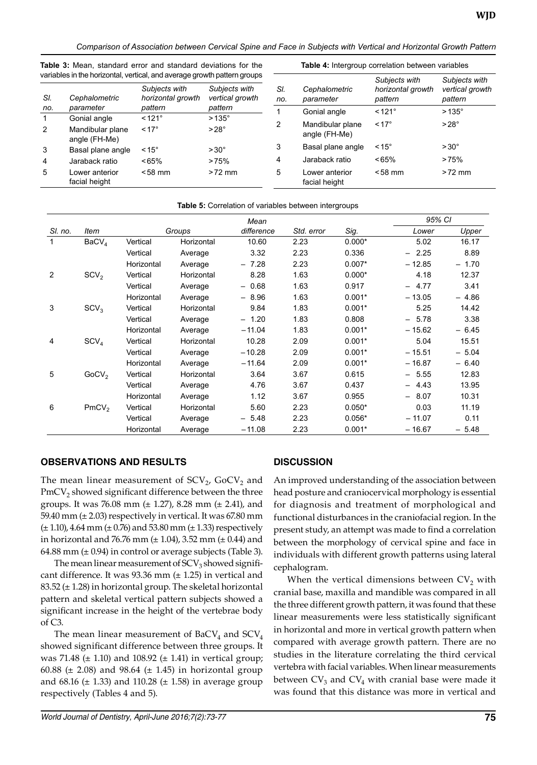**Table 3:** Mean, standard error and standard deviations for the variables in the horizontal, vertical, and average growth pattern groups

| Sl. no. | Cephalometric parameter | Subjects with horizontal growth pattern | Subjects with vertical growth pattern |
|---|---|---|---|
| 1 | Gonial angle | <121° | >135° |
| 2 | Mandibular plane angle (FH-Me) | <17° | >28° |
| 3 | Basal plane angle | <15° | >30° |
| 4 | Jaraback ratio | <65% | >75% |
| 5 | Lower anterior facial height | <58 mm | >72 mm |

**Table 4:** Intergroup correlation between variables

| Sl. no. | Cephalometric parameter | Subjects with horizontal growth pattern | Subjects with vertical growth pattern |
|---|---|---|---|
| 1 | Gonial angle | <121° | >135° |
| 2 | Mandibular plane angle (FH-Me) | <17° | >28° |
| 3 | Basal plane angle | <15° | >30° |
| 4 | Jaraback ratio | <65% | >75% |
| 5 | Lower anterior facial height | <58 mm | >72 mm |

**Table 5:** Correlation of variables between intergroups

| Sl. no. | Item | Groups | | Mean difference | Std. error | Sig. | 95% CI | |
|---|---|---|---|---|---|---|---|---|
| | | | | | | | Lower | Upper |
| 1 | $BaCV_4$ | Vertical | Horizontal | 10.60 | 2.23 | 0.000* | 5.02 | 16.17 |
| | | Vertical | Average | 3.32 | 2.23 | 0.336 | −2.25 | 8.89 |
| | | Horizontal | Average | −7.28 | 2.23 | 0.007* | −12.85 | −1.70 |
| 2 | $SCV_2$ | Vertical | Horizontal | 8.28 | 1.63 | 0.000* | 4.18 | 12.37 |
| | | Vertical | Average | −0.68 | 1.63 | 0.917 | −4.77 | 3.41 |
| | | Horizontal | Average | −8.96 | 1.63 | 0.001* | −13.05 | −4.86 |
| 3 | $SCV_3$ | Vertical | Horizontal | 9.84 | 1.83 | 0.001* | 5.25 | 14.42 |
| | | Vertical | Average | −1.20 | 1.83 | 0.808 | −5.78 | 3.38 |
| | | Horizontal | Average | −11.04 | 1.83 | 0.001* | −15.62 | −6.45 |
| 4 | $SCV_4$ | Vertical | Horizontal | 10.28 | 2.09 | 0.001* | 5.04 | 15.51 |
| | | Vertical | Average | −10.28 | 2.09 | 0.001* | −15.51 | −5.04 |
| | | Horizontal | Average | −11.64 | 2.09 | 0.001* | −16.87 | −6.40 |
| 5 | $GoCV_2$ | Vertical | Horizontal | 3.64 | 3.67 | 0.615 | −5.55 | 12.83 |
| | | Vertical | Average | 4.76 | 3.67 | 0.437 | −4.43 | 13.95 |
| | | Horizontal | Average | 1.12 | 3.67 | 0.955 | −8.07 | 10.31 |
| 6 | $PmCV_2$ | Vertical | Horizontal | 5.60 | 2.23 | 0.050* | 0.03 | 11.19 |
| | | Vertical | Average | −5.48 | 2.23 | 0.056* | −11.07 | 0.11 |
| | | Horizontal | Average | −11.08 | 2.23 | 0.001* | −16.67 | −5.48 |

## OBSERVATIONS AND RESULTS

The mean linear measurement of $SCV_2$, $GoCV_2$ and $PmCV_2$ showed significant difference between the three groups. It was 76.08 mm (± 1.27), 8.28 mm (± 2.41), and 59.40 mm (± 2.03) respectively in vertical. It was 67.80 mm (± 1.10), 4.64 mm (± 0.76) and 53.80 mm (± 1.33) respectively in horizontal and 76.76 mm (± 1.04), 3.52 mm (± 0.44) and 64.88 mm (± 0.94) in control or average subjects (Table 3).

The mean linear measurement of $SCV_3$ showed significant difference. It was 93.36 mm (± 1.25) in vertical and 83.52 (± 1.28) in horizontal group. The skeletal horizontal pattern and skeletal vertical pattern subjects showed a significant increase in the height of the vertebrae body of C3.

The mean linear measurement of $BaCV_4$ and $SCV_4$ showed significant difference between three groups. It was 71.48 (± 1.10) and 108.92 (± 1.41) in vertical group; 60.88 (± 2.08) and 98.64 (± 1.45) in horizontal group and 68.16 (± 1.33) and 110.28 (± 1.58) in average group respectively (Tables 4 and 5).

## DISCUSSION

An improved understanding of the association between head posture and craniocervical morphology is essential for diagnosis and treatment of morphological and functional disturbances in the craniofacial region. In the present study, an attempt was made to find a correlation between the morphology of cervical spine and face in individuals with different growth patterns using lateral cephalogram.

When the vertical dimensions between $CV_2$ with cranial base, maxilla and mandible was compared in all the three different growth pattern, it was found that these linear measurements were less statistically significant in horizontal and more in vertical growth pattern when compared with average growth pattern. There are no studies in the literature correlating the third cervical vertebra with facial variables. When linear measurements between $CV_3$ and $CV_4$ with cranial base were made it was found that this distance was more in vertical and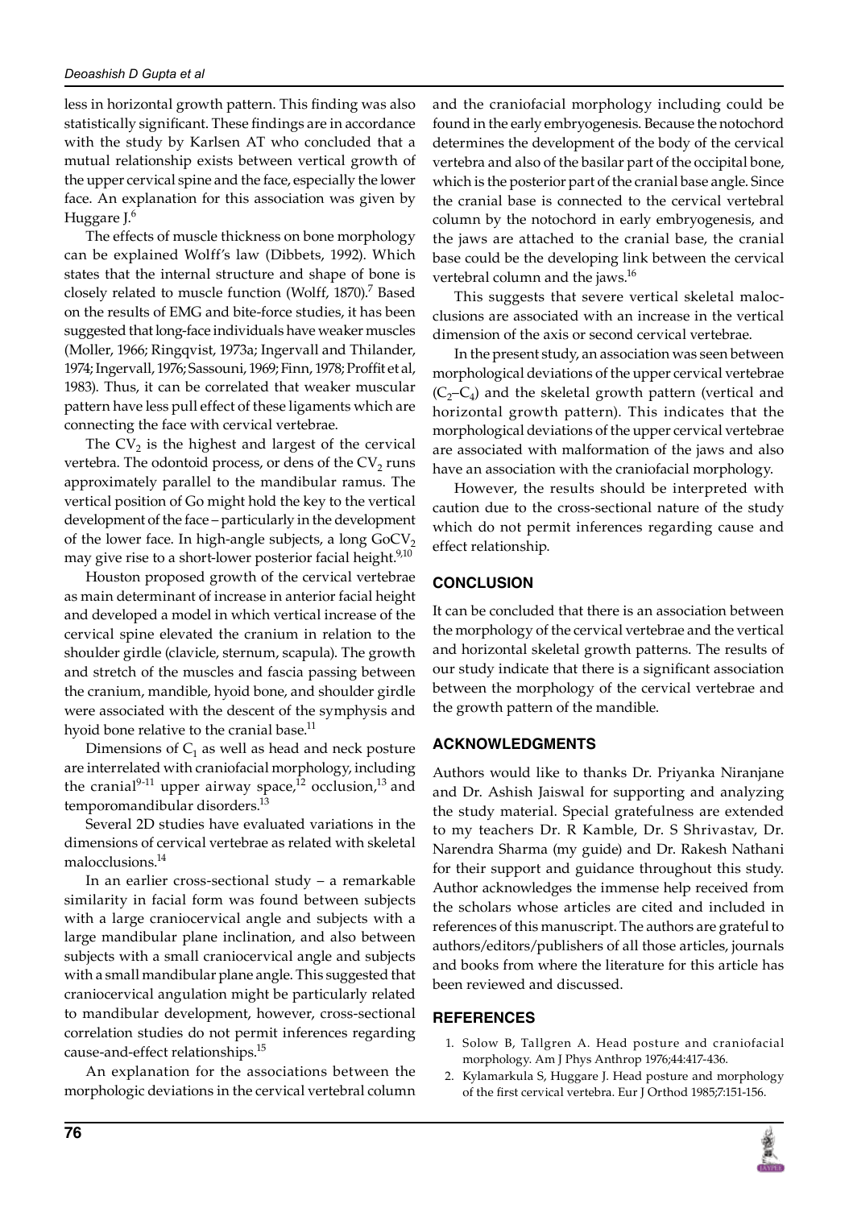less in horizontal growth pattern. This finding was also statistically significant. These findings are in accordance with the study by Karlsen AT who concluded that a mutual relationship exists between vertical growth of the upper cervical spine and the face, especially the lower face. An explanation for this association was given by Huggare J.[6]

The effects of muscle thickness on bone morphology can be explained Wolff's law (Dibbets, 1992). Which states that the internal structure and shape of bone is closely related to muscle function (Wolff, 1870).[7] Based on the results of EMG and bite-force studies, it has been suggested that long-face individuals have weaker muscles (Moller, 1966; Ringqvist, 1973a; Ingervall and Thilander, 1974; Ingervall, 1976; Sassouni, 1969; Finn, 1978; Proffit et al, 1983). Thus, it can be correlated that weaker muscular pattern have less pull effect of these ligaments which are connecting the face with cervical vertebrae.

The $CV_2$ is the highest and largest of the cervical vertebra. The odontoid process, or dens of the $CV_2$ runs approximately parallel to the mandibular ramus. The vertical position of Go might hold the key to the vertical development of the face – particularly in the development of the lower face. In high-angle subjects, a long $GoCV_2$ may give rise to a short-lower posterior facial height.[9,10]

Houston proposed growth of the cervical vertebrae as main determinant of increase in anterior facial height and developed a model in which vertical increase of the cervical spine elevated the cranium in relation to the shoulder girdle (clavicle, sternum, scapula). The growth and stretch of the muscles and fascia passing between the cranium, mandible, hyoid bone, and shoulder girdle were associated with the descent of the symphysis and hyoid bone relative to the cranial base.[11]

Dimensions of $C_1$ as well as head and neck posture are interrelated with craniofacial morphology, including the cranial[9-11] upper airway space,[12] occlusion,[13] and temporomandibular disorders.[13]

Several 2D studies have evaluated variations in the dimensions of cervical vertebrae as related with skeletal malocclusions.[14]

In an earlier cross-sectional study – a remarkable similarity in facial form was found between subjects with a large craniocervical angle and subjects with a large mandibular plane inclination, and also between subjects with a small craniocervical angle and subjects with a small mandibular plane angle. This suggested that craniocervical angulation might be particularly related to mandibular development, however, cross-sectional correlation studies do not permit inferences regarding cause-and-effect relationships.[15]

An explanation for the associations between the morphologic deviations in the cervical vertebral column and the craniofacial morphology including could be found in the early embryogenesis. Because the notochord determines the development of the body of the cervical vertebra and also of the basilar part of the occipital bone, which is the posterior part of the cranial base angle. Since the cranial base is connected to the cervical vertebral column by the notochord in early embryogenesis, and the jaws are attached to the cranial base, the cranial base could be the developing link between the cervical vertebral column and the jaws.[16]

This suggests that severe vertical skeletal malocclusions are associated with an increase in the vertical dimension of the axis or second cervical vertebrae.

In the present study, an association was seen between morphological deviations of the upper cervical vertebrae ($C_2$–$C_4$) and the skeletal growth pattern (vertical and horizontal growth pattern). This indicates that the morphological deviations of the upper cervical vertebrae are associated with malformation of the jaws and also have an association with the craniofacial morphology.

However, the results should be interpreted with caution due to the cross-sectional nature of the study which do not permit inferences regarding cause and effect relationship.

## CONCLUSION

It can be concluded that there is an association between the morphology of the cervical vertebrae and the vertical and horizontal skeletal growth patterns. The results of our study indicate that there is a significant association between the morphology of the cervical vertebrae and the growth pattern of the mandible.

## ACKNOWLEDGMENTS

Authors would like to thanks Dr. Priyanka Niranjane and Dr. Ashish Jaiswal for supporting and analyzing the study material. Special gratefulness are extended to my teachers Dr. R Kamble, Dr. S Shrivastav, Dr. Narendra Sharma (my guide) and Dr. Rakesh Nathani for their support and guidance throughout this study. Author acknowledges the immense help received from the scholars whose articles are cited and included in references of this manuscript. The authors are grateful to authors/editors/publishers of all those articles, journals and books from where the literature for this article has been reviewed and discussed.

## REFERENCES

1. Solow B, Tallgren A. Head posture and craniofacial morphology. Am J Phys Anthrop 1976;44:417-436.
2. Kylamarkula S, Huggare J. Head posture and morphology of the first cervical vertebra. Eur J Orthod 1985;7:151-156.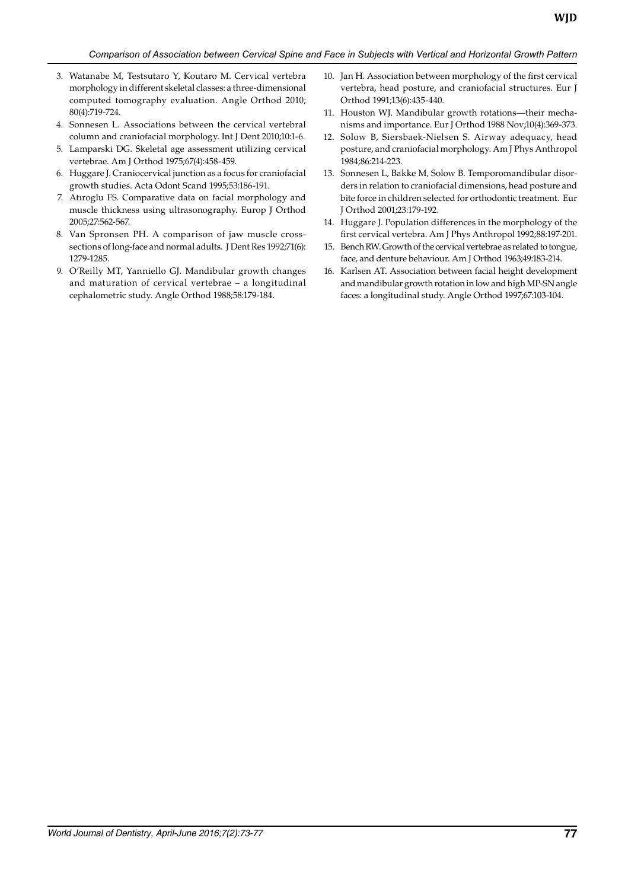3. Watanabe M, Testsutaro Y, Koutaro M. Cervical vertebra morphology in different skeletal classes: a three-dimensional computed tomography evaluation. Angle Orthod 2010; 80(4):719-724.
4. Sonnesen L. Associations between the cervical vertebral column and craniofacial morphology. Int J Dent 2010;10:1-6.
5. Lamparski DG. Skeletal age assessment utilizing cervical vertebrae. Am J Orthod 1975;67(4):458-459.
6. Huggare J. Craniocervical junction as a focus for craniofacial growth studies. Acta Odont Scand 1995;53:186-191.
7. Atıroglu FS. Comparative data on facial morphology and muscle thickness using ultrasonography. Europ J Orthod 2005;27:562-567.
8. Van Spronsen PH. A comparison of jaw muscle cross-sections of long-face and normal adults. J Dent Res 1992;71(6): 1279-1285.
9. O'Reilly MT, Yanniello GJ. Mandibular growth changes and maturation of cervical vertebrae – a longitudinal cephalometric study. Angle Orthod 1988;58:179-184.
10. Jan H. Association between morphology of the first cervical vertebra, head posture, and craniofacial structures. Eur J Orthod 1991;13(6):435-440.
11. Houston WJ. Mandibular growth rotations—their mechanisms and importance. Eur J Orthod 1988 Nov;10(4):369-373.
12. Solow B, Siersbaek-Nielsen S. Airway adequacy, head posture, and craniofacial morphology. Am J Phys Anthropol 1984;86:214-223.
13. Sonnesen L, Bakke M, Solow B. Temporomandibular disorders in relation to craniofacial dimensions, head posture and bite force in children selected for orthodontic treatment. Eur J Orthod 2001;23:179-192.
14. Huggare J. Population differences in the morphology of the first cervical vertebra. Am J Phys Anthropol 1992;88:197-201.
15. Bench RW. Growth of the cervical vertebrae as related to tongue, face, and denture behaviour. Am J Orthod 1963;49:183-214.
16. Karlsen AT. Association between facial height development and mandibular growth rotation in low and high MP-SN angle faces: a longitudinal study. Angle Orthod 1997;67:103-104.